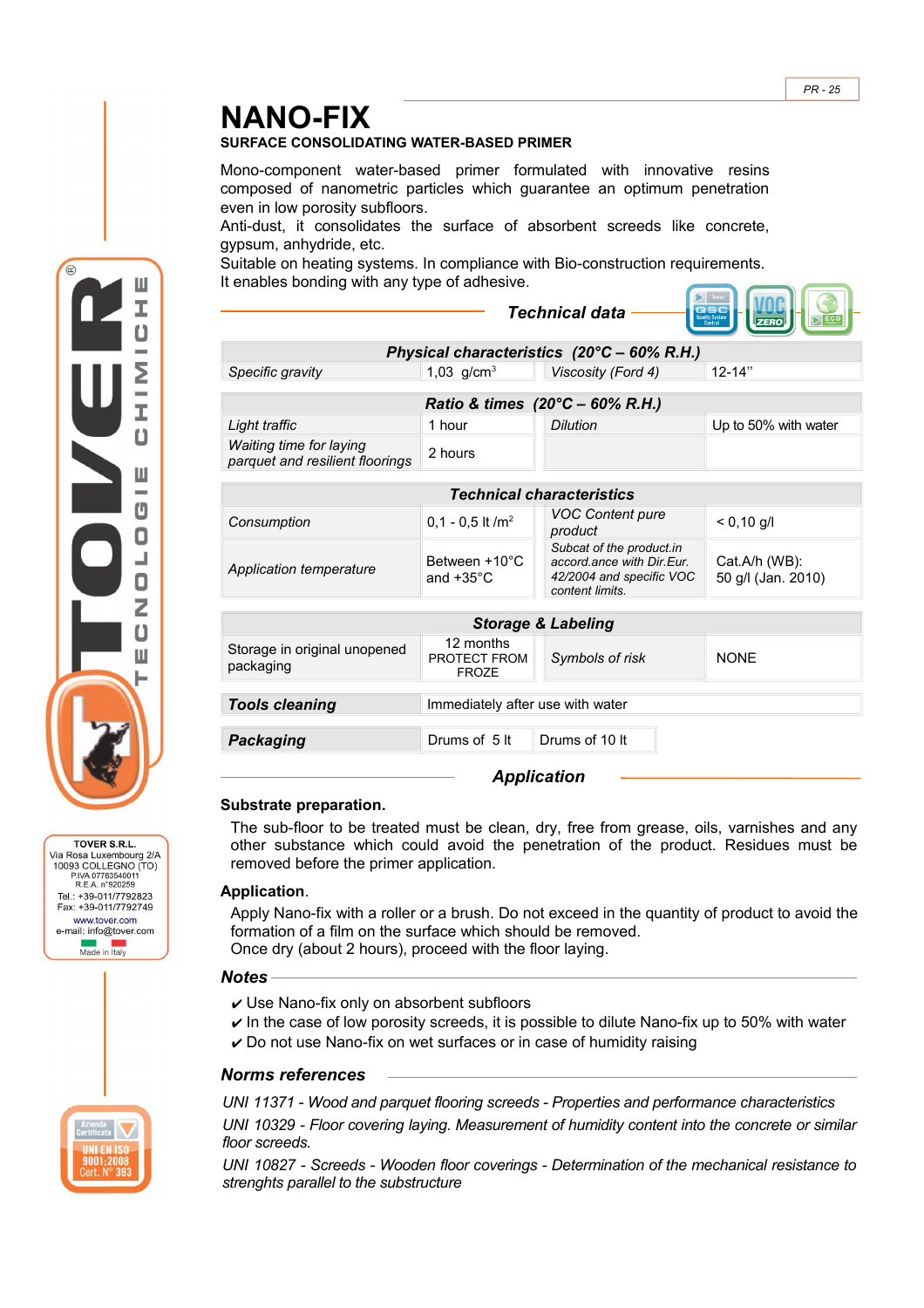# NANO-FIX

**SURFACE CONSOLIDATING WATER-BASED PRIMER**

Mono-component water-based primer formulated with innovative resins composed of nanometric particles which guarantee an optimum penetration even in low porosity subfloors.
Anti-dust, it consolidates the surface of absorbent screeds like concrete, gypsum, anhydride, etc.
Suitable on heating systems. In compliance with Bio-construction requirements.
It enables bonding with any type of adhesive.

## *Technical data*

| ***Physical characteristics (20°C – 60% R.H.)*** | | | |
|---|---|---|---|
| *Specific gravity* | 1,03 g/cm$^3$ | *Viscosity (Ford 4)* | 12-14'' |

| ***Ratio & times (20°C – 60% R.H.)*** | | | |
|---|---|---|---|
| *Light traffic* | 1 hour | *Dilution* | Up to 50% with water |
| *Waiting time for laying parquet and resilient floorings* | 2 hours | | |

| ***Technical characteristics*** | | | |
|---|---|---|---|
| *Consumption* | 0,1 - 0,5 lt /m$^2$ | *VOC Content pure product* | < 0,10 g/l |
| *Application temperature* | Between +10°C and +35°C | *Subcat of the product.in accord.ance with Dir.Eur. 42/2004 and specific VOC content limits.* | Cat.A/h (WB): 50 g/l (Jan. 2010) |

| ***Storage & Labeling*** | | | |
|---|---|---|---|
| Storage in original unopened packaging | 12 months PROTECT FROM FROZE | *Symbols of risk* | NONE |

| ***Tools cleaning*** | Immediately after use with water |
|---|---|

| ***Packaging*** | Drums of 5 lt | Drums of 10 lt |
|---|---|---|

## *Application*

**Substrate preparation.**

The sub-floor to be treated must be clean, dry, free from grease, oils, varnishes and any other substance which could avoid the penetration of the product. Residues must be removed before the primer application.

**Application**.

Apply Nano-fix with a roller or a brush. Do not exceed in the quantity of product to avoid the formation of a film on the surface which should be removed.
Once dry (about 2 hours), proceed with the floor laying.

## *Notes*

- ✔ Use Nano-fix only on absorbent subfloors
- ✔ In the case of low porosity screeds, it is possible to dilute Nano-fix up to 50% with water
- ✔ Do not use Nano-fix on wet surfaces or in case of humidity raising

## *Norms references*

*UNI 11371 - Wood and parquet flooring screeds - Properties and performance characteristics*

*UNI 10329 - Floor covering laying. Measurement of humidity content into the concrete or similar floor screeds.*

*UNI 10827 - Screeds - Wooden floor coverings - Determination of the mechanical resistance to strenghts parallel to the substructure*

TOVER S.R.L.
Via Rosa Luxembourg 2/A
10093 COLLEGNO (TO)
P.IVA 07763540011
R.E.A. n°920259
Tel.: +39-011/7792823
Fax: +39-011/7792749
www.tover.com
e-mail: info@tover.com
Made in Italy

Azienda Certificata UNI EN ISO 9001:2008 Cert. N° 393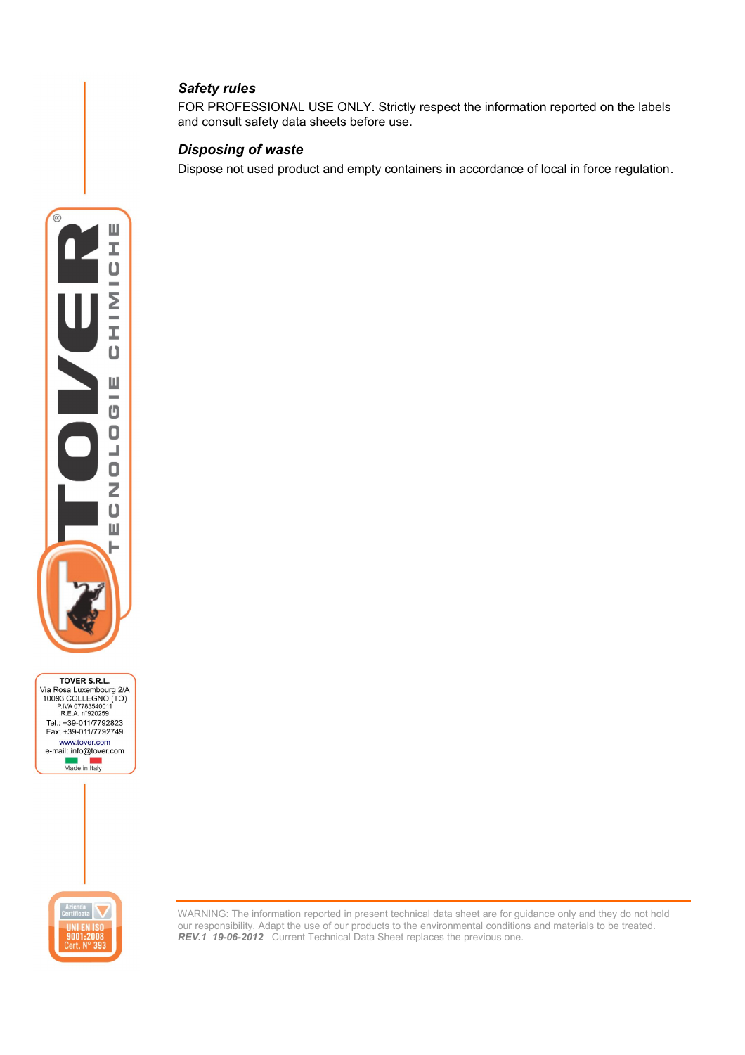## *Safety rules*

FOR PROFESSIONAL USE ONLY. Strictly respect the information reported on the labels and consult safety data sheets before use.

## *Disposing of waste*

Dispose not used product and empty containers in accordance of local in force regulation.

TOVER S.R.L.
Via Rosa Luxembourg 2/A
10093 COLLEGNO (TO)
P.IVA 07783540011
R.E.A. n°920259
Tel.: +39-011/7792823
Fax: +39-011/7792749
www.tover.com
e-mail: info@tover.com
Made in Italy

WARNING: The information reported in present technical data sheet are for guidance only and they do not hold our responsibility. Adapt the use of our products to the environmental conditions and materials to be treated.
***REV.1 19-06-2012*** Current Technical Data Sheet replaces the previous one.